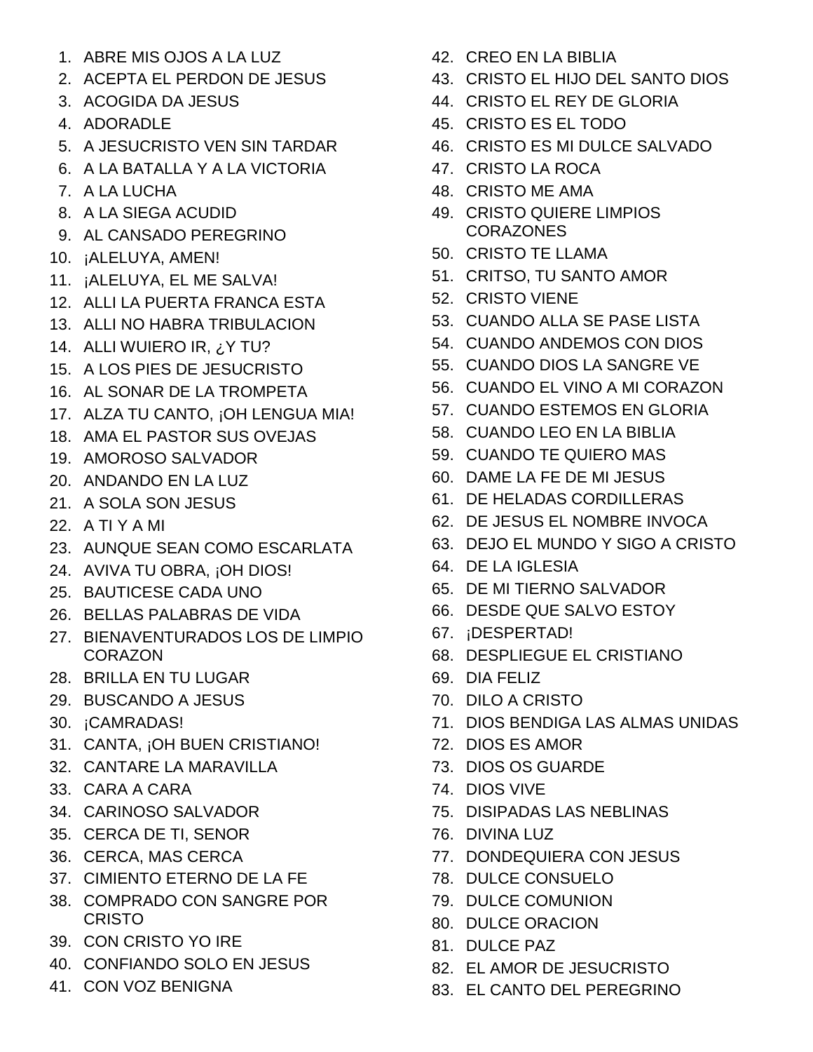1. ABRE MIS OJOS A LA LUZ
2. ACEPTA EL PERDON DE JESUS
3. ACOGIDA DA JESUS
4. ADORADLE
5. A JESUCRISTO VEN SIN TARDAR
6. A LA BATALLA Y A LA VICTORIA
7. A LA LUCHA
8. A LA SIEGA ACUDID
9. AL CANSADO PEREGRINO
10. ¡ALELUYA, AMEN!
11. ¡ALELUYA, EL ME SALVA!
12. ALLI LA PUERTA FRANCA ESTA
13. ALLI NO HABRA TRIBULACION
14. ALLI WUIERO IR, ¿Y TU?
15. A LOS PIES DE JESUCRISTO
16. AL SONAR DE LA TROMPETA
17. ALZA TU CANTO, ¡OH LENGUA MIA!
18. AMA EL PASTOR SUS OVEJAS
19. AMOROSO SALVADOR
20. ANDANDO EN LA LUZ
21. A SOLA SON JESUS
22. A TI Y A MI
23. AUNQUE SEAN COMO ESCARLATA
24. AVIVA TU OBRA, ¡OH DIOS!
25. BAUTICESE CADA UNO
26. BELLAS PALABRAS DE VIDA
27. BIENAVENTURADOS LOS DE LIMPIO CORAZON
28. BRILLA EN TU LUGAR
29. BUSCANDO A JESUS
30. ¡CAMRADAS!
31. CANTA, ¡OH BUEN CRISTIANO!
32. CANTARE LA MARAVILLA
33. CARA A CARA
34. CARINOSO SALVADOR
35. CERCA DE TI, SENOR
36. CERCA, MAS CERCA
37. CIMIENTO ETERNO DE LA FE
38. COMPRADO CON SANGRE POR CRISTO
39. CON CRISTO YO IRE
40. CONFIANDO SOLO EN JESUS
41. CON VOZ BENIGNA
42. CREO EN LA BIBLIA
43. CRISTO EL HIJO DEL SANTO DIOS
44. CRISTO EL REY DE GLORIA
45. CRISTO ES EL TODO
46. CRISTO ES MI DULCE SALVADO
47. CRISTO LA ROCA
48. CRISTO ME AMA
49. CRISTO QUIERE LIMPIOS CORAZONES
50. CRISTO TE LLAMA
51. CRITSO, TU SANTO AMOR
52. CRISTO VIENE
53. CUANDO ALLA SE PASE LISTA
54. CUANDO ANDEMOS CON DIOS
55. CUANDO DIOS LA SANGRE VE
56. CUANDO EL VINO A MI CORAZON
57. CUANDO ESTEMOS EN GLORIA
58. CUANDO LEO EN LA BIBLIA
59. CUANDO TE QUIERO MAS
60. DAME LA FE DE MI JESUS
61. DE HELADAS CORDILLERAS
62. DE JESUS EL NOMBRE INVOCA
63. DEJO EL MUNDO Y SIGO A CRISTO
64. DE LA IGLESIA
65. DE MI TIERNO SALVADOR
66. DESDE QUE SALVO ESTOY
67. ¡DESPERTAD!
68. DESPLIEGUE EL CRISTIANO
69. DIA FELIZ
70. DILO A CRISTO
71. DIOS BENDIGA LAS ALMAS UNIDAS
72. DIOS ES AMOR
73. DIOS OS GUARDE
74. DIOS VIVE
75. DISIPADAS LAS NEBLINAS
76. DIVINA LUZ
77. DONDEQUIERA CON JESUS
78. DULCE CONSUELO
79. DULCE COMUNION
80. DULCE ORACION
81. DULCE PAZ
82. EL AMOR DE JESUCRISTO
83. EL CANTO DEL PEREGRINO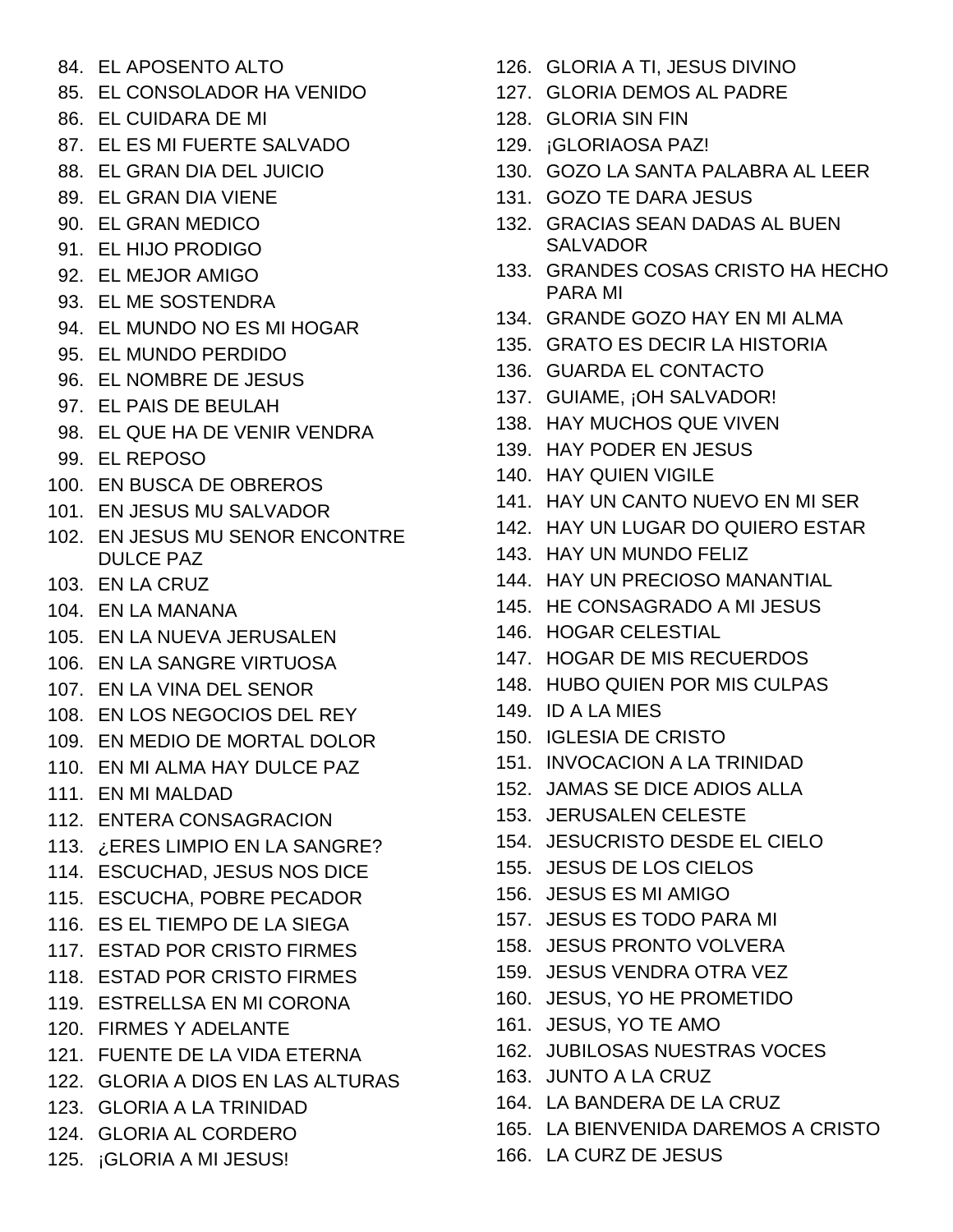84. EL APOSENTO ALTO
85. EL CONSOLADOR HA VENIDO
86. EL CUIDARA DE MI
87. EL ES MI FUERTE SALVADO
88. EL GRAN DIA DEL JUICIO
89. EL GRAN DIA VIENE
90. EL GRAN MEDICO
91. EL HIJO PRODIGO
92. EL MEJOR AMIGO
93. EL ME SOSTENDRA
94. EL MUNDO NO ES MI HOGAR
95. EL MUNDO PERDIDO
96. EL NOMBRE DE JESUS
97. EL PAIS DE BEULAH
98. EL QUE HA DE VENIR VENDRA
99. EL REPOSO
100. EN BUSCA DE OBREROS
101. EN JESUS MU SALVADOR
102. EN JESUS MU SENOR ENCONTRE DULCE PAZ
103. EN LA CRUZ
104. EN LA MANANA
105. EN LA NUEVA JERUSALEN
106. EN LA SANGRE VIRTUOSA
107. EN LA VINA DEL SENOR
108. EN LOS NEGOCIOS DEL REY
109. EN MEDIO DE MORTAL DOLOR
110. EN MI ALMA HAY DULCE PAZ
111. EN MI MALDAD
112. ENTERA CONSAGRACION
113. ¿ERES LIMPIO EN LA SANGRE?
114. ESCUCHAD, JESUS NOS DICE
115. ESCUCHA, POBRE PECADOR
116. ES EL TIEMPO DE LA SIEGA
117. ESTAD POR CRISTO FIRMES
118. ESTAD POR CRISTO FIRMES
119. ESTRELLSA EN MI CORONA
120. FIRMES Y ADELANTE
121. FUENTE DE LA VIDA ETERNA
122. GLORIA A DIOS EN LAS ALTURAS
123. GLORIA A LA TRINIDAD
124. GLORIA AL CORDERO
125. ¡GLORIA A MI JESUS!
126. GLORIA A TI, JESUS DIVINO
127. GLORIA DEMOS AL PADRE
128. GLORIA SIN FIN
129. ¡GLORIAOSA PAZ!
130. GOZO LA SANTA PALABRA AL LEER
131. GOZO TE DARA JESUS
132. GRACIAS SEAN DADAS AL BUEN SALVADOR
133. GRANDES COSAS CRISTO HA HECHO PARA MI
134. GRANDE GOZO HAY EN MI ALMA
135. GRATO ES DECIR LA HISTORIA
136. GUARDA EL CONTACTO
137. GUIAME, ¡OH SALVADOR!
138. HAY MUCHOS QUE VIVEN
139. HAY PODER EN JESUS
140. HAY QUIEN VIGILE
141. HAY UN CANTO NUEVO EN MI SER
142. HAY UN LUGAR DO QUIERO ESTAR
143. HAY UN MUNDO FELIZ
144. HAY UN PRECIOSO MANANTIAL
145. HE CONSAGRADO A MI JESUS
146. HOGAR CELESTIAL
147. HOGAR DE MIS RECUERDOS
148. HUBO QUIEN POR MIS CULPAS
149. ID A LA MIES
150. IGLESIA DE CRISTO
151. INVOCACION A LA TRINIDAD
152. JAMAS SE DICE ADIOS ALLA
153. JERUSALEN CELESTE
154. JESUCRISTO DESDE EL CIELO
155. JESUS DE LOS CIELOS
156. JESUS ES MI AMIGO
157. JESUS ES TODO PARA MI
158. JESUS PRONTO VOLVERA
159. JESUS VENDRA OTRA VEZ
160. JESUS, YO HE PROMETIDO
161. JESUS, YO TE AMO
162. JUBILOSAS NUESTRAS VOCES
163. JUNTO A LA CRUZ
164. LA BANDERA DE LA CRUZ
165. LA BIENVENIDA DAREMOS A CRISTO
166. LA CURZ DE JESUS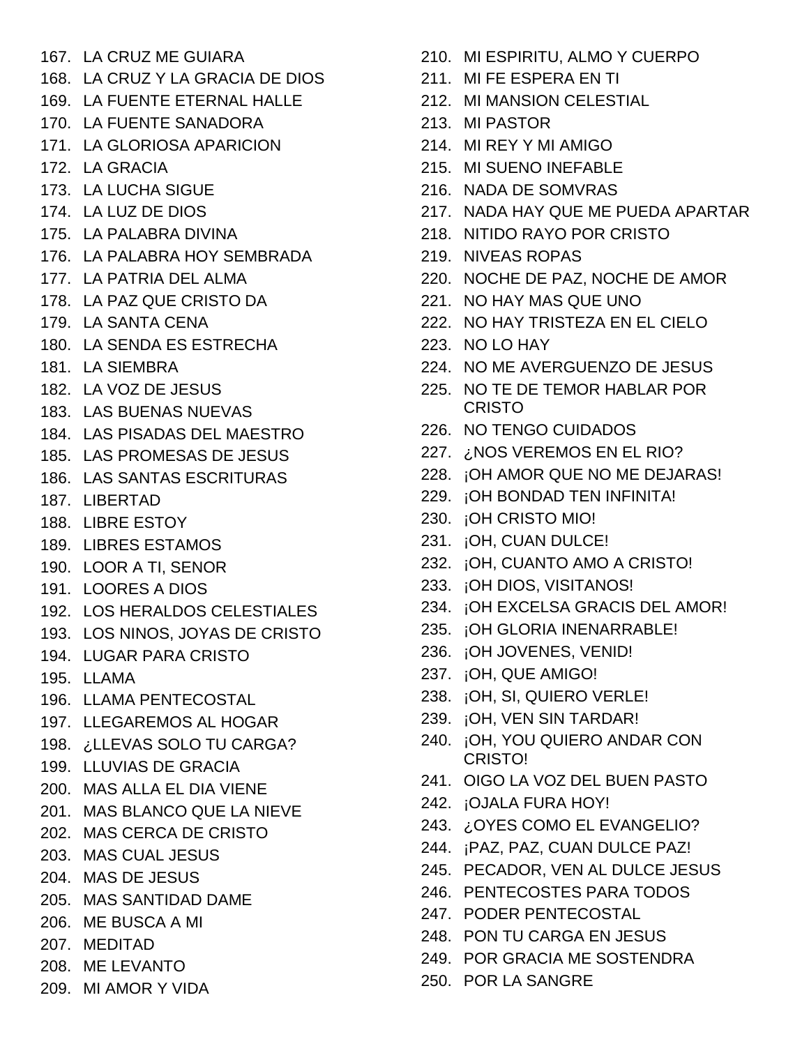167. LA CRUZ ME GUIARA
168. LA CRUZ Y LA GRACIA DE DIOS
169. LA FUENTE ETERNAL HALLE
170. LA FUENTE SANADORA
171. LA GLORIOSA APARICION
172. LA GRACIA
173. LA LUCHA SIGUE
174. LA LUZ DE DIOS
175. LA PALABRA DIVINA
176. LA PALABRA HOY SEMBRADA
177. LA PATRIA DEL ALMA
178. LA PAZ QUE CRISTO DA
179. LA SANTA CENA
180. LA SENDA ES ESTRECHA
181. LA SIEMBRA
182. LA VOZ DE JESUS
183. LAS BUENAS NUEVAS
184. LAS PISADAS DEL MAESTRO
185. LAS PROMESAS DE JESUS
186. LAS SANTAS ESCRITURAS
187. LIBERTAD
188. LIBRE ESTOY
189. LIBRES ESTAMOS
190. LOOR A TI, SENOR
191. LOORES A DIOS
192. LOS HERALDOS CELESTIALES
193. LOS NINOS, JOYAS DE CRISTO
194. LUGAR PARA CRISTO
195. LLAMA
196. LLAMA PENTECOSTAL
197. LLEGAREMOS AL HOGAR
198. ¿LLEVAS SOLO TU CARGA?
199. LLUVIAS DE GRACIA
200. MAS ALLA EL DIA VIENE
201. MAS BLANCO QUE LA NIEVE
202. MAS CERCA DE CRISTO
203. MAS CUAL JESUS
204. MAS DE JESUS
205. MAS SANTIDAD DAME
206. ME BUSCA A MI
207. MEDITAD
208. ME LEVANTO
209. MI AMOR Y VIDA
210. MI ESPIRITU, ALMO Y CUERPO
211. MI FE ESPERA EN TI
212. MI MANSION CELESTIAL
213. MI PASTOR
214. MI REY Y MI AMIGO
215. MI SUENO INEFABLE
216. NADA DE SOMVRAS
217. NADA HAY QUE ME PUEDA APARTAR
218. NITIDO RAYO POR CRISTO
219. NIVEAS ROPAS
220. NOCHE DE PAZ, NOCHE DE AMOR
221. NO HAY MAS QUE UNO
222. NO HAY TRISTEZA EN EL CIELO
223. NO LO HAY
224. NO ME AVERGUENZO DE JESUS
225. NO TE DE TEMOR HABLAR POR CRISTO
226. NO TENGO CUIDADOS
227. ¿NOS VEREMOS EN EL RIO?
228. ¡OH AMOR QUE NO ME DEJARAS!
229. ¡OH BONDAD TEN INFINITA!
230. ¡OH CRISTO MIO!
231. ¡OH, CUAN DULCE!
232. ¡OH, CUANTO AMO A CRISTO!
233. ¡OH DIOS, VISITANOS!
234. ¡OH EXCELSA GRACIS DEL AMOR!
235. ¡OH GLORIA INENARRABLE!
236. ¡OH JOVENES, VENID!
237. ¡OH, QUE AMIGO!
238. ¡OH, SI, QUIERO VERLE!
239. ¡OH, VEN SIN TARDAR!
240. ¡OH, YOU QUIERO ANDAR CON CRISTO!
241. OIGO LA VOZ DEL BUEN PASTO
242. ¡OJALA FURA HOY!
243. ¿OYES COMO EL EVANGELIO?
244. ¡PAZ, PAZ, CUAN DULCE PAZ!
245. PECADOR, VEN AL DULCE JESUS
246. PENTECOSTES PARA TODOS
247. PODER PENTECOSTAL
248. PON TU CARGA EN JESUS
249. POR GRACIA ME SOSTENDRA
250. POR LA SANGRE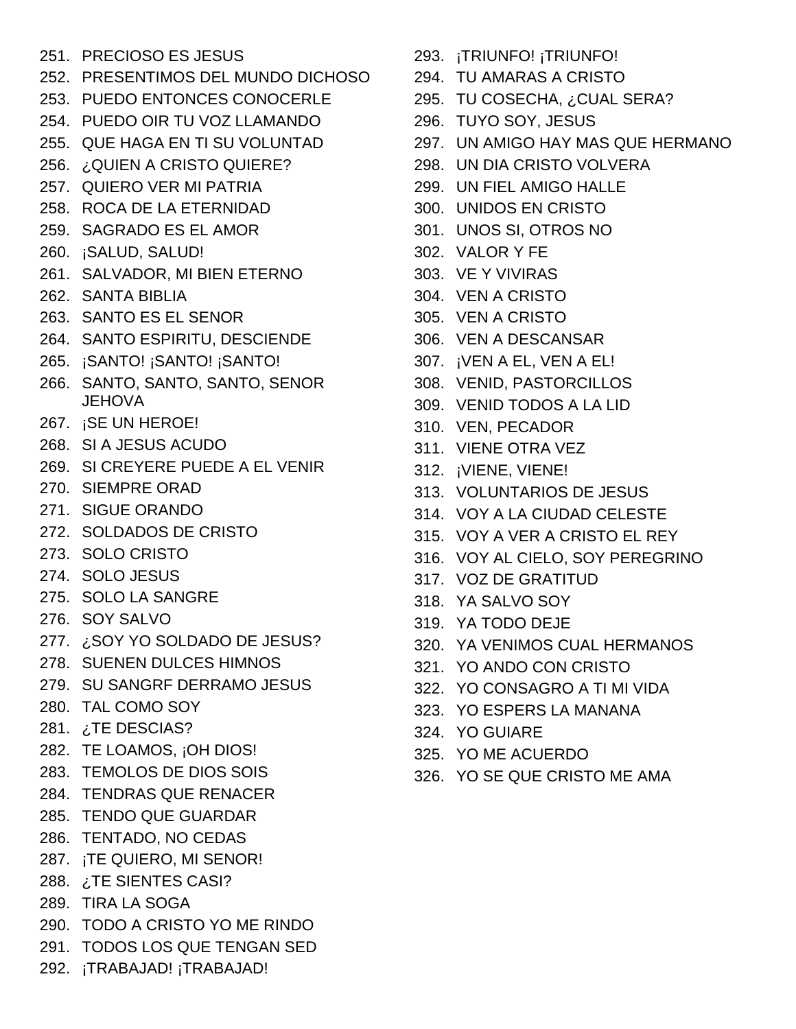251. PRECIOSO ES JESUS
252. PRESENTIMOS DEL MUNDO DICHOSO
253. PUEDO ENTONCES CONOCERLE
254. PUEDO OIR TU VOZ LLAMANDO
255. QUE HAGA EN TI SU VOLUNTAD
256. ¿QUIEN A CRISTO QUIERE?
257. QUIERO VER MI PATRIA
258. ROCA DE LA ETERNIDAD
259. SAGRADO ES EL AMOR
260. ¡SALUD, SALUD!
261. SALVADOR, MI BIEN ETERNO
262. SANTA BIBLIA
263. SANTO ES EL SENOR
264. SANTO ESPIRITU, DESCIENDE
265. ¡SANTO! ¡SANTO! ¡SANTO!
266. SANTO, SANTO, SANTO, SENOR JEHOVA
267. ¡SE UN HEROE!
268. SI A JESUS ACUDO
269. SI CREYERE PUEDE A EL VENIR
270. SIEMPRE ORAD
271. SIGUE ORANDO
272. SOLDADOS DE CRISTO
273. SOLO CRISTO
274. SOLO JESUS
275. SOLO LA SANGRE
276. SOY SALVO
277. ¿SOY YO SOLDADO DE JESUS?
278. SUENEN DULCES HIMNOS
279. SU SANGRF DERRAMO JESUS
280. TAL COMO SOY
281. ¿TE DESCIAS?
282. TE LOAMOS, ¡OH DIOS!
283. TEMOLOS DE DIOS SOIS
284. TENDRAS QUE RENACER
285. TENDO QUE GUARDAR
286. TENTADO, NO CEDAS
287. ¡TE QUIERO, MI SENOR!
288. ¿TE SIENTES CASI?
289. TIRA LA SOGA
290. TODO A CRISTO YO ME RINDO
291. TODOS LOS QUE TENGAN SED
292. ¡TRABAJAD! ¡TRABAJAD!
293. ¡TRIUNFO! ¡TRIUNFO!
294. TU AMARAS A CRISTO
295. TU COSECHA, ¿CUAL SERA?
296. TUYO SOY, JESUS
297. UN AMIGO HAY MAS QUE HERMANO
298. UN DIA CRISTO VOLVERA
299. UN FIEL AMIGO HALLE
300. UNIDOS EN CRISTO
301. UNOS SI, OTROS NO
302. VALOR Y FE
303. VE Y VIVIRAS
304. VEN A CRISTO
305. VEN A CRISTO
306. VEN A DESCANSAR
307. ¡VEN A EL, VEN A EL!
308. VENID, PASTORCILLOS
309. VENID TODOS A LA LID
310. VEN, PECADOR
311. VIENE OTRA VEZ
312. ¡VIENE, VIENE!
313. VOLUNTARIOS DE JESUS
314. VOY A LA CIUDAD CELESTE
315. VOY A VER A CRISTO EL REY
316. VOY AL CIELO, SOY PEREGRINO
317. VOZ DE GRATITUD
318. YA SALVO SOY
319. YA TODO DEJE
320. YA VENIMOS CUAL HERMANOS
321. YO ANDO CON CRISTO
322. YO CONSAGRO A TI MI VIDA
323. YO ESPERS LA MANANA
324. YO GUIARE
325. YO ME ACUERDO
326. YO SE QUE CRISTO ME AMA